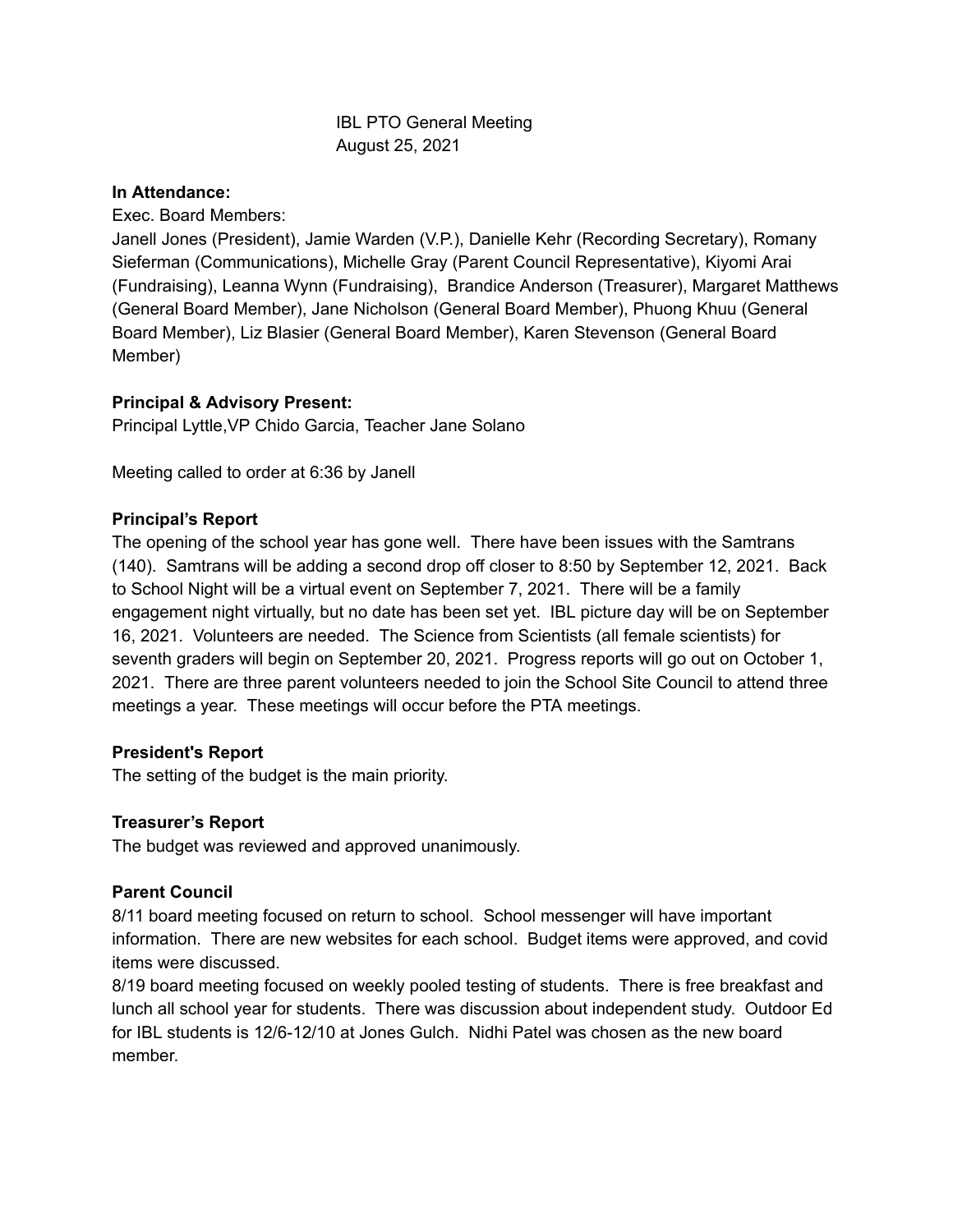IBL PTO General Meeting
August 25, 2021

**In Attendance:**

Exec. Board Members:
Janell Jones (President), Jamie Warden (V.P.), Danielle Kehr (Recording Secretary), Romany Sieferman (Communications), Michelle Gray (Parent Council Representative), Kiyomi Arai (Fundraising), Leanna Wynn (Fundraising), Brandice Anderson (Treasurer), Margaret Matthews (General Board Member), Jane Nicholson (General Board Member), Phuong Khuu (General Board Member), Liz Blasier (General Board Member), Karen Stevenson (General Board Member)

**Principal & Advisory Present:**
Principal Lyttle,VP Chido Garcia, Teacher Jane Solano

Meeting called to order at 6:36 by Janell

**Principal's Report**

The opening of the school year has gone well. There have been issues with the Samtrans (140). Samtrans will be adding a second drop off closer to 8:50 by September 12, 2021. Back to School Night will be a virtual event on September 7, 2021. There will be a family engagement night virtually, but no date has been set yet. IBL picture day will be on September 16, 2021. Volunteers are needed. The Science from Scientists (all female scientists) for seventh graders will begin on September 20, 2021. Progress reports will go out on October 1, 2021. There are three parent volunteers needed to join the School Site Council to attend three meetings a year. These meetings will occur before the PTA meetings.

**President's Report**

The setting of the budget is the main priority.

**Treasurer's Report**

The budget was reviewed and approved unanimously.

**Parent Council**

8/11 board meeting focused on return to school. School messenger will have important information. There are new websites for each school. Budget items were approved, and covid items were discussed.

8/19 board meeting focused on weekly pooled testing of students. There is free breakfast and lunch all school year for students. There was discussion about independent study. Outdoor Ed for IBL students is 12/6-12/10 at Jones Gulch. Nidhi Patel was chosen as the new board member.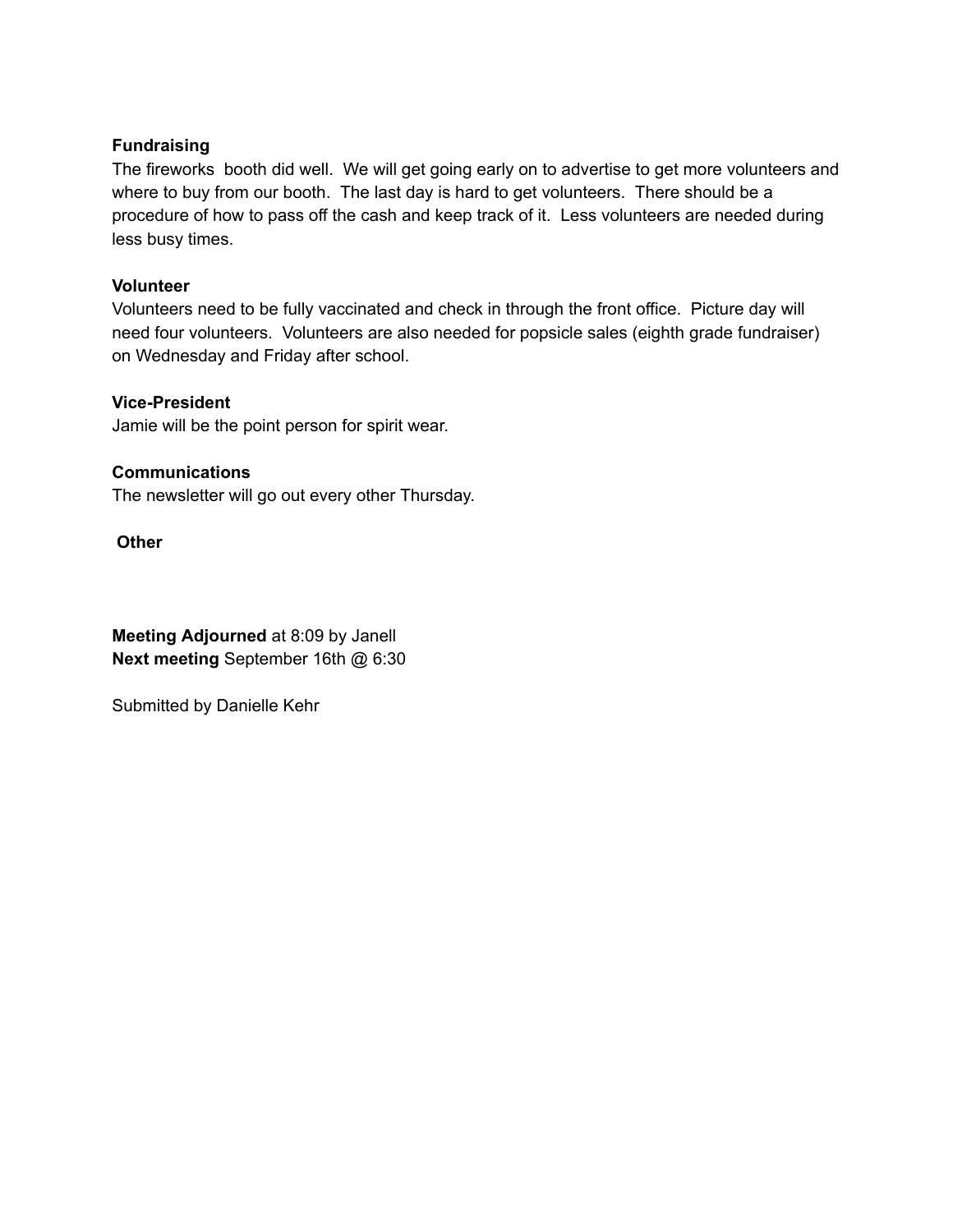**Fundraising**

The fireworks booth did well. We will get going early on to advertise to get more volunteers and where to buy from our booth. The last day is hard to get volunteers. There should be a procedure of how to pass off the cash and keep track of it. Less volunteers are needed during less busy times.

**Volunteer**

Volunteers need to be fully vaccinated and check in through the front office. Picture day will need four volunteers. Volunteers are also needed for popsicle sales (eighth grade fundraiser) on Wednesday and Friday after school.

**Vice-President**

Jamie will be the point person for spirit wear.

**Communications**

The newsletter will go out every other Thursday.

**Other**

**Meeting Adjourned** at 8:09 by Janell
**Next meeting** September 16th @ 6:30

Submitted by Danielle Kehr